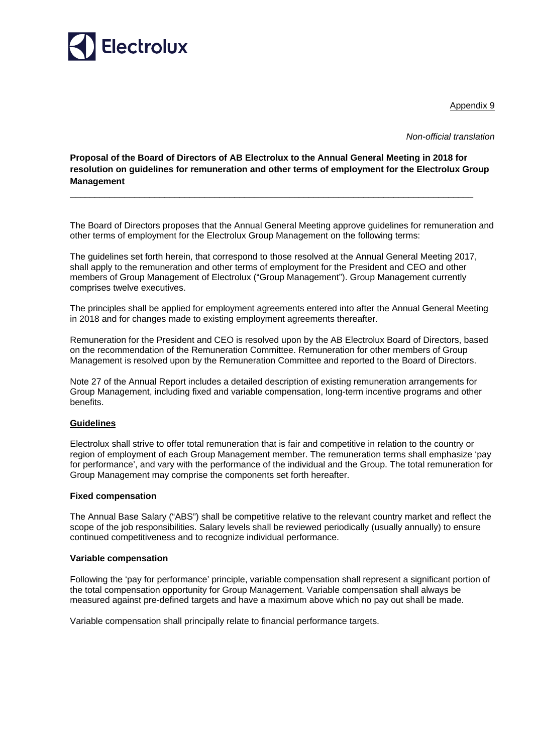Appendix 9

*Non-official translation*

**Proposal of the Board of Directors of AB Electrolux to the Annual General Meeting in 2018 for resolution on guidelines for remuneration and other terms of employment for the Electrolux Group Management**

---

The Board of Directors proposes that the Annual General Meeting approve guidelines for remuneration and other terms of employment for the Electrolux Group Management on the following terms:

The guidelines set forth herein, that correspond to those resolved at the Annual General Meeting 2017, shall apply to the remuneration and other terms of employment for the President and CEO and other members of Group Management of Electrolux ("Group Management"). Group Management currently comprises twelve executives.

The principles shall be applied for employment agreements entered into after the Annual General Meeting in 2018 and for changes made to existing employment agreements thereafter.

Remuneration for the President and CEO is resolved upon by the AB Electrolux Board of Directors, based on the recommendation of the Remuneration Committee. Remuneration for other members of Group Management is resolved upon by the Remuneration Committee and reported to the Board of Directors.

Note 27 of the Annual Report includes a detailed description of existing remuneration arrangements for Group Management, including fixed and variable compensation, long-term incentive programs and other benefits.

## Guidelines

Electrolux shall strive to offer total remuneration that is fair and competitive in relation to the country or region of employment of each Group Management member. The remuneration terms shall emphasize 'pay for performance', and vary with the performance of the individual and the Group. The total remuneration for Group Management may comprise the components set forth hereafter.

### Fixed compensation

The Annual Base Salary ("ABS") shall be competitive relative to the relevant country market and reflect the scope of the job responsibilities. Salary levels shall be reviewed periodically (usually annually) to ensure continued competitiveness and to recognize individual performance.

### Variable compensation

Following the 'pay for performance' principle, variable compensation shall represent a significant portion of the total compensation opportunity for Group Management. Variable compensation shall always be measured against pre-defined targets and have a maximum above which no pay out shall be made.

Variable compensation shall principally relate to financial performance targets.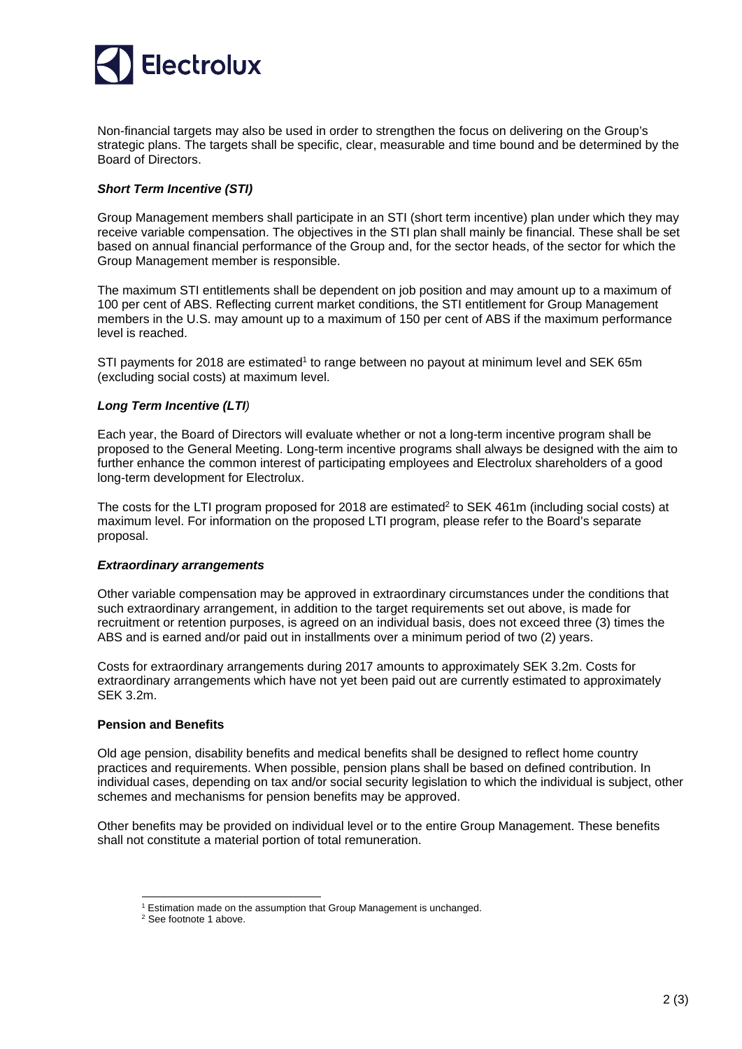Non-financial targets may also be used in order to strengthen the focus on delivering on the Group's strategic plans. The targets shall be specific, clear, measurable and time bound and be determined by the Board of Directors.

***Short Term Incentive (STI)***

Group Management members shall participate in an STI (short term incentive) plan under which they may receive variable compensation. The objectives in the STI plan shall mainly be financial. These shall be set based on annual financial performance of the Group and, for the sector heads, of the sector for which the Group Management member is responsible.

The maximum STI entitlements shall be dependent on job position and may amount up to a maximum of 100 per cent of ABS. Reflecting current market conditions, the STI entitlement for Group Management members in the U.S. may amount up to a maximum of 150 per cent of ABS if the maximum performance level is reached.

STI payments for 2018 are estimated[1] to range between no payout at minimum level and SEK 65m (excluding social costs) at maximum level.

***Long Term Incentive (LTI)***

Each year, the Board of Directors will evaluate whether or not a long-term incentive program shall be proposed to the General Meeting. Long-term incentive programs shall always be designed with the aim to further enhance the common interest of participating employees and Electrolux shareholders of a good long-term development for Electrolux.

The costs for the LTI program proposed for 2018 are estimated[2] to SEK 461m (including social costs) at maximum level. For information on the proposed LTI program, please refer to the Board's separate proposal.

***Extraordinary arrangements***

Other variable compensation may be approved in extraordinary circumstances under the conditions that such extraordinary arrangement, in addition to the target requirements set out above, is made for recruitment or retention purposes, is agreed on an individual basis, does not exceed three (3) times the ABS and is earned and/or paid out in installments over a minimum period of two (2) years.

Costs for extraordinary arrangements during 2017 amounts to approximately SEK 3.2m. Costs for extraordinary arrangements which have not yet been paid out are currently estimated to approximately SEK 3.2m.

**Pension and Benefits**

Old age pension, disability benefits and medical benefits shall be designed to reflect home country practices and requirements. When possible, pension plans shall be based on defined contribution. In individual cases, depending on tax and/or social security legislation to which the individual is subject, other schemes and mechanisms for pension benefits may be approved.

Other benefits may be provided on individual level or to the entire Group Management. These benefits shall not constitute a material portion of total remuneration.

---

[1] Estimation made on the assumption that Group Management is unchanged.

[2] See footnote 1 above.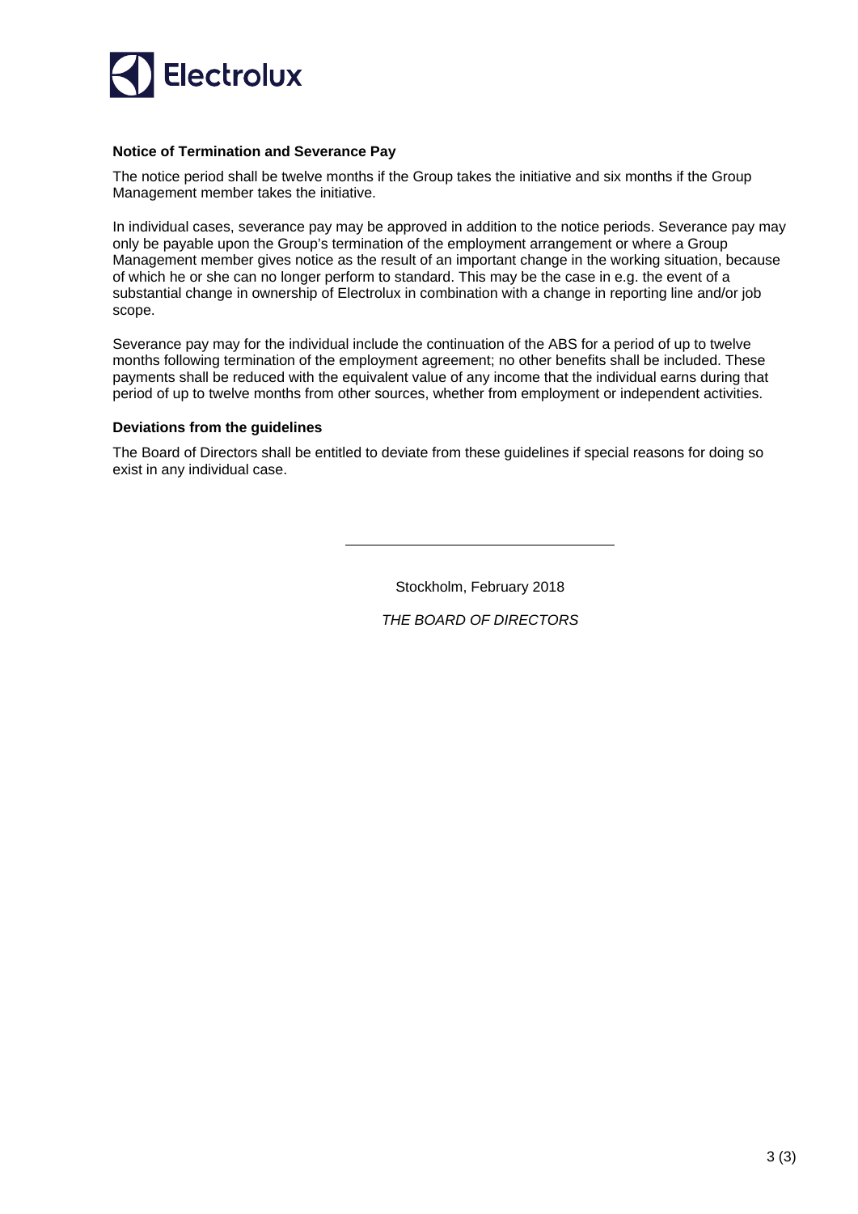### Notice of Termination and Severance Pay

The notice period shall be twelve months if the Group takes the initiative and six months if the Group Management member takes the initiative.

In individual cases, severance pay may be approved in addition to the notice periods. Severance pay may only be payable upon the Group's termination of the employment arrangement or where a Group Management member gives notice as the result of an important change in the working situation, because of which he or she can no longer perform to standard. This may be the case in e.g. the event of a substantial change in ownership of Electrolux in combination with a change in reporting line and/or job scope.

Severance pay may for the individual include the continuation of the ABS for a period of up to twelve months following termination of the employment agreement; no other benefits shall be included. These payments shall be reduced with the equivalent value of any income that the individual earns during that period of up to twelve months from other sources, whether from employment or independent activities.

### Deviations from the guidelines

The Board of Directors shall be entitled to deviate from these guidelines if special reasons for doing so exist in any individual case.

---

Stockholm, February 2018

*THE BOARD OF DIRECTORS*